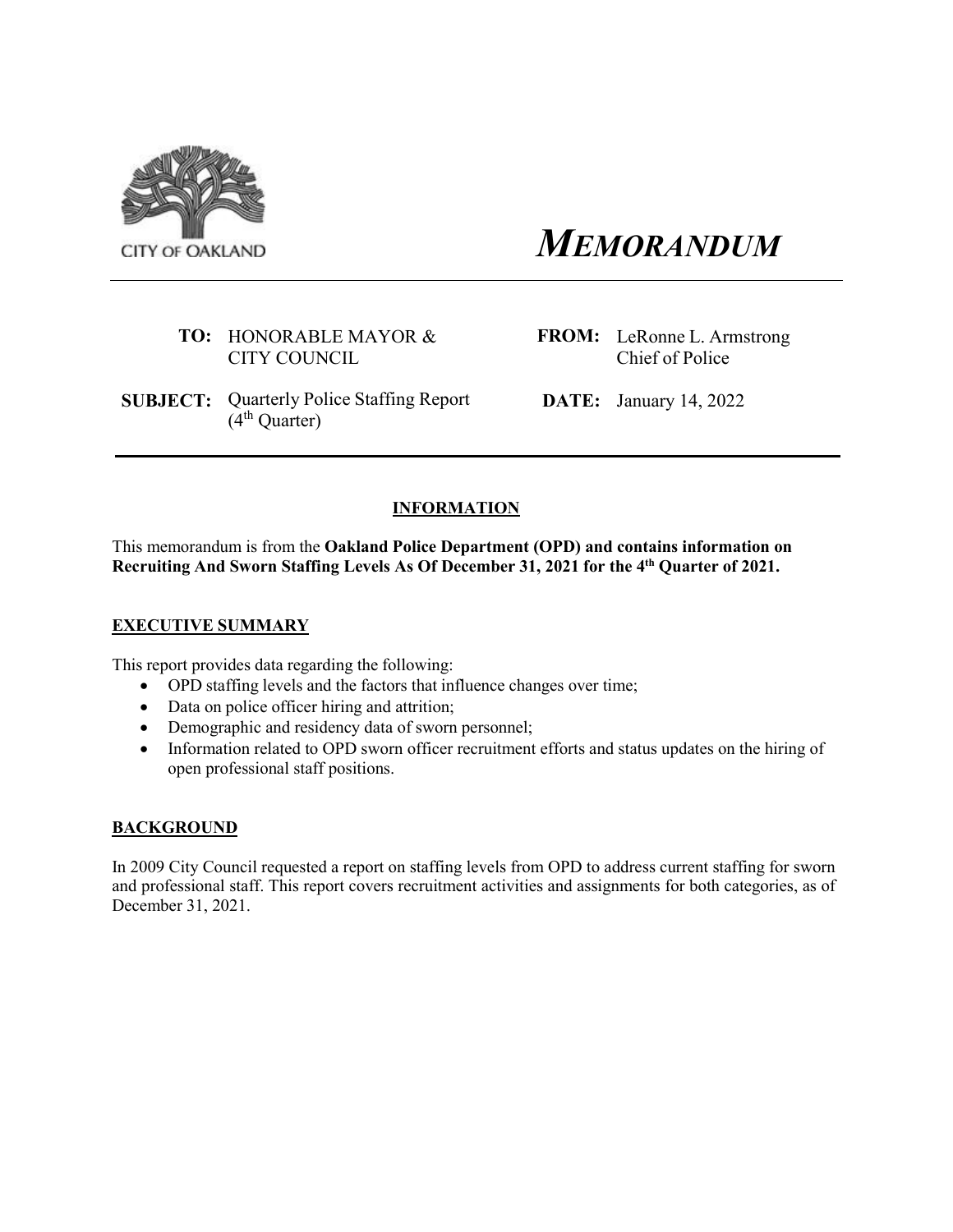CITY OF OAKLAND

# *MEMORANDUM*

**TO:** HONORABLE MAYOR & CITY COUNCIL

**FROM:** LeRonne L. Armstrong, Chief of Police

**SUBJECT:** Quarterly Police Staffing Report (4th Quarter)

**DATE:** January 14, 2022

## INFORMATION

This memorandum is from the **Oakland Police Department (OPD) and contains information on Recruiting And Sworn Staffing Levels As Of December 31, 2021 for the 4th Quarter of 2021.**

## EXECUTIVE SUMMARY

This report provides data regarding the following:

- OPD staffing levels and the factors that influence changes over time;
- Data on police officer hiring and attrition;
- Demographic and residency data of sworn personnel;
- Information related to OPD sworn officer recruitment efforts and status updates on the hiring of open professional staff positions.

## BACKGROUND

In 2009 City Council requested a report on staffing levels from OPD to address current staffing for sworn and professional staff. This report covers recruitment activities and assignments for both categories, as of December 31, 2021.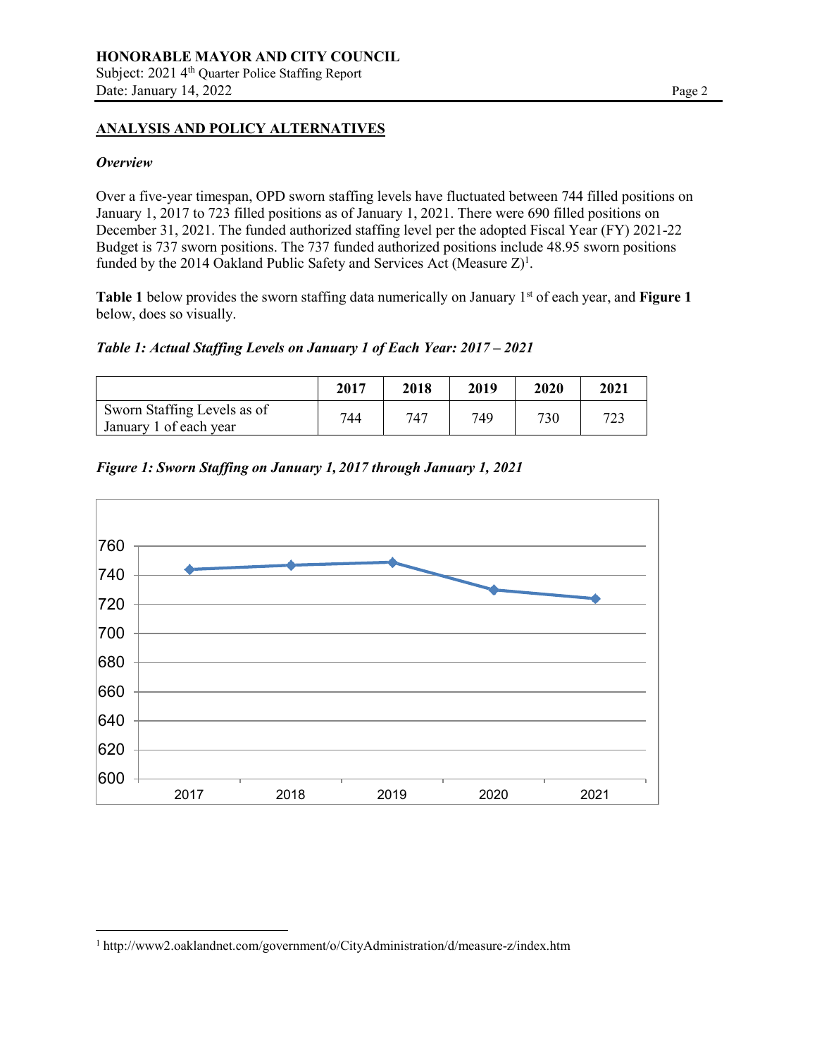## ANALYSIS AND POLICY ALTERNATIVES

### *Overview*

Over a five-year timespan, OPD sworn staffing levels have fluctuated between 744 filled positions on January 1, 2017 to 723 filled positions as of January 1, 2021. There were 690 filled positions on December 31, 2021. The funded authorized staffing level per the adopted Fiscal Year (FY) 2021-22 Budget is 737 sworn positions. The 737 funded authorized positions include 48.95 sworn positions funded by the 2014 Oakland Public Safety and Services Act (Measure Z)[1].

**Table 1** below provides the sworn staffing data numerically on January 1st of each year, and **Figure 1** below, does so visually.

***Table 1: Actual Staffing Levels on January 1 of Each Year: 2017 – 2021***

| | 2017 | 2018 | 2019 | 2020 | 2021 |
|---|---|---|---|---|---|
| Sworn Staffing Levels as of January 1 of each year | 744 | 747 | 749 | 730 | 723 |

***Figure 1: Sworn Staffing on January 1, 2017 through January 1, 2021***

[1] http://www2.oaklandnet.com/government/o/CityAdministration/d/measure-z/index.htm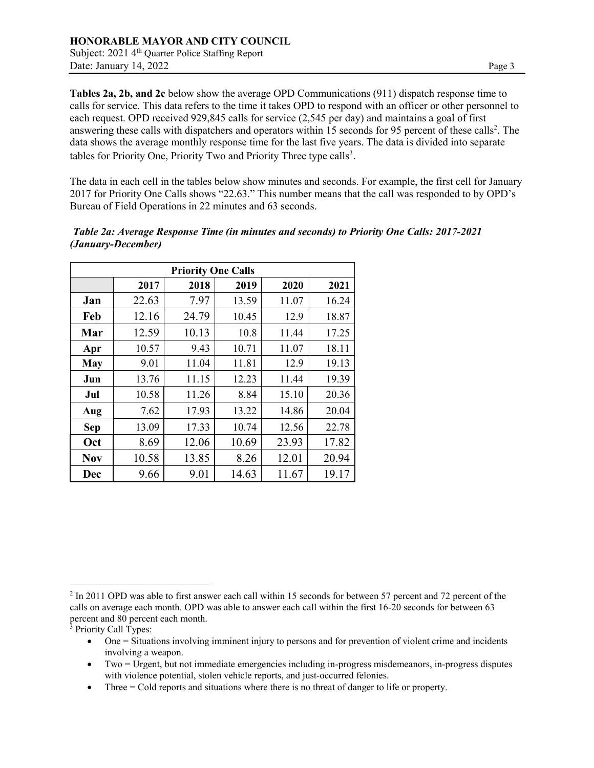**Tables 2a, 2b, and 2c** below show the average OPD Communications (911) dispatch response time to calls for service. This data refers to the time it takes OPD to respond with an officer or other personnel to each request. OPD received 929,845 calls for service (2,545 per day) and maintains a goal of first answering these calls with dispatchers and operators within 15 seconds for 95 percent of these calls[2]. The data shows the average monthly response time for the last five years. The data is divided into separate tables for Priority One, Priority Two and Priority Three type calls[3].

The data in each cell in the tables below show minutes and seconds. For example, the first cell for January 2017 for Priority One Calls shows "22.63." This number means that the call was responded to by OPD's Bureau of Field Operations in 22 minutes and 63 seconds.

***Table 2a: Average Response Time (in minutes and seconds) to Priority One Calls: 2017-2021 (January-December)***

| Priority One Calls | | | | | |
|---|---|---|---|---|---|
| | **2017** | **2018** | **2019** | **2020** | **2021** |
| **Jan** | 22.63 | 7.97 | 13.59 | 11.07 | 16.24 |
| **Feb** | 12.16 | 24.79 | 10.45 | 12.9 | 18.87 |
| **Mar** | 12.59 | 10.13 | 10.8 | 11.44 | 17.25 |
| **Apr** | 10.57 | 9.43 | 10.71 | 11.07 | 18.11 |
| **May** | 9.01 | 11.04 | 11.81 | 12.9 | 19.13 |
| **Jun** | 13.76 | 11.15 | 12.23 | 11.44 | 19.39 |
| **Jul** | 10.58 | 11.26 | 8.84 | 15.10 | 20.36 |
| **Aug** | 7.62 | 17.93 | 13.22 | 14.86 | 20.04 |
| **Sep** | 13.09 | 17.33 | 10.74 | 12.56 | 22.78 |
| **Oct** | 8.69 | 12.06 | 10.69 | 23.93 | 17.82 |
| **Nov** | 10.58 | 13.85 | 8.26 | 12.01 | 20.94 |
| **Dec** | 9.66 | 9.01 | 14.63 | 11.67 | 19.17 |

---

[2] In 2011 OPD was able to first answer each call within 15 seconds for between 57 percent and 72 percent of the calls on average each month. OPD was able to answer each call within the first 16-20 seconds for between 63 percent and 80 percent each month.

[3] Priority Call Types:

- One = Situations involving imminent injury to persons and for prevention of violent crime and incidents involving a weapon.
- Two = Urgent, but not immediate emergencies including in-progress misdemeanors, in-progress disputes with violence potential, stolen vehicle reports, and just-occurred felonies.
- Three = Cold reports and situations where there is no threat of danger to life or property.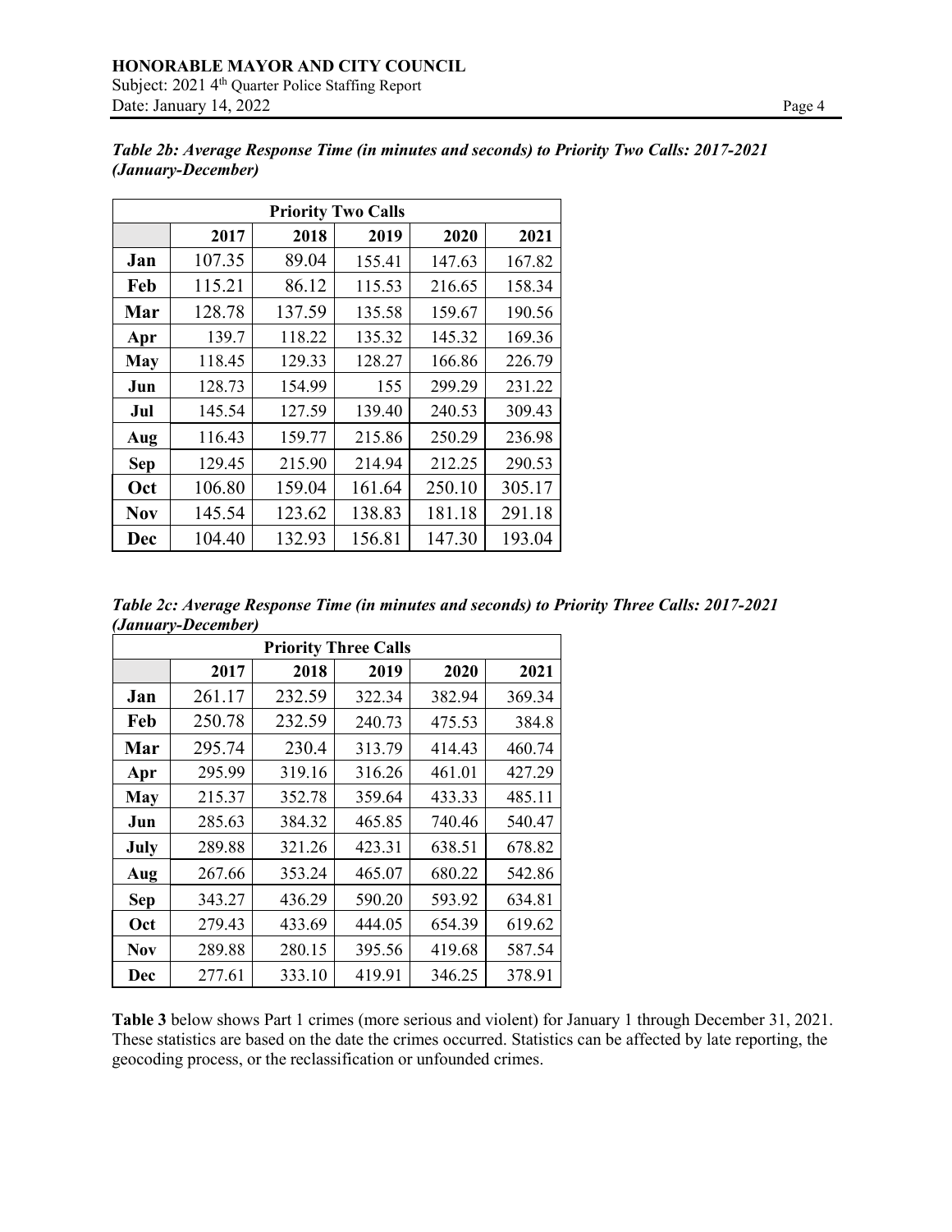*Table 2b: Average Response Time (in minutes and seconds) to Priority Two Calls: 2017-2021 (January-December)*

| Priority Two Calls | | | | | |
|---|---|---|---|---|---|
| | **2017** | **2018** | **2019** | **2020** | **2021** |
| **Jan** | 107.35 | 89.04 | 155.41 | 147.63 | 167.82 |
| **Feb** | 115.21 | 86.12 | 115.53 | 216.65 | 158.34 |
| **Mar** | 128.78 | 137.59 | 135.58 | 159.67 | 190.56 |
| **Apr** | 139.7 | 118.22 | 135.32 | 145.32 | 169.36 |
| **May** | 118.45 | 129.33 | 128.27 | 166.86 | 226.79 |
| **Jun** | 128.73 | 154.99 | 155 | 299.29 | 231.22 |
| **Jul** | 145.54 | 127.59 | 139.40 | 240.53 | 309.43 |
| **Aug** | 116.43 | 159.77 | 215.86 | 250.29 | 236.98 |
| **Sep** | 129.45 | 215.90 | 214.94 | 212.25 | 290.53 |
| **Oct** | 106.80 | 159.04 | 161.64 | 250.10 | 305.17 |
| **Nov** | 145.54 | 123.62 | 138.83 | 181.18 | 291.18 |
| **Dec** | 104.40 | 132.93 | 156.81 | 147.30 | 193.04 |

*Table 2c: Average Response Time (in minutes and seconds) to Priority Three Calls: 2017-2021 (January-December)*

| Priority Three Calls | | | | | |
|---|---|---|---|---|---|
| | **2017** | **2018** | **2019** | **2020** | **2021** |
| **Jan** | 261.17 | 232.59 | 322.34 | 382.94 | 369.34 |
| **Feb** | 250.78 | 232.59 | 240.73 | 475.53 | 384.8 |
| **Mar** | 295.74 | 230.4 | 313.79 | 414.43 | 460.74 |
| **Apr** | 295.99 | 319.16 | 316.26 | 461.01 | 427.29 |
| **May** | 215.37 | 352.78 | 359.64 | 433.33 | 485.11 |
| **Jun** | 285.63 | 384.32 | 465.85 | 740.46 | 540.47 |
| **July** | 289.88 | 321.26 | 423.31 | 638.51 | 678.82 |
| **Aug** | 267.66 | 353.24 | 465.07 | 680.22 | 542.86 |
| **Sep** | 343.27 | 436.29 | 590.20 | 593.92 | 634.81 |
| **Oct** | 279.43 | 433.69 | 444.05 | 654.39 | 619.62 |
| **Nov** | 289.88 | 280.15 | 395.56 | 419.68 | 587.54 |
| **Dec** | 277.61 | 333.10 | 419.91 | 346.25 | 378.91 |

**Table 3** below shows Part 1 crimes (more serious and violent) for January 1 through December 31, 2021. These statistics are based on the date the crimes occurred. Statistics can be affected by late reporting, the geocoding process, or the reclassification or unfounded crimes.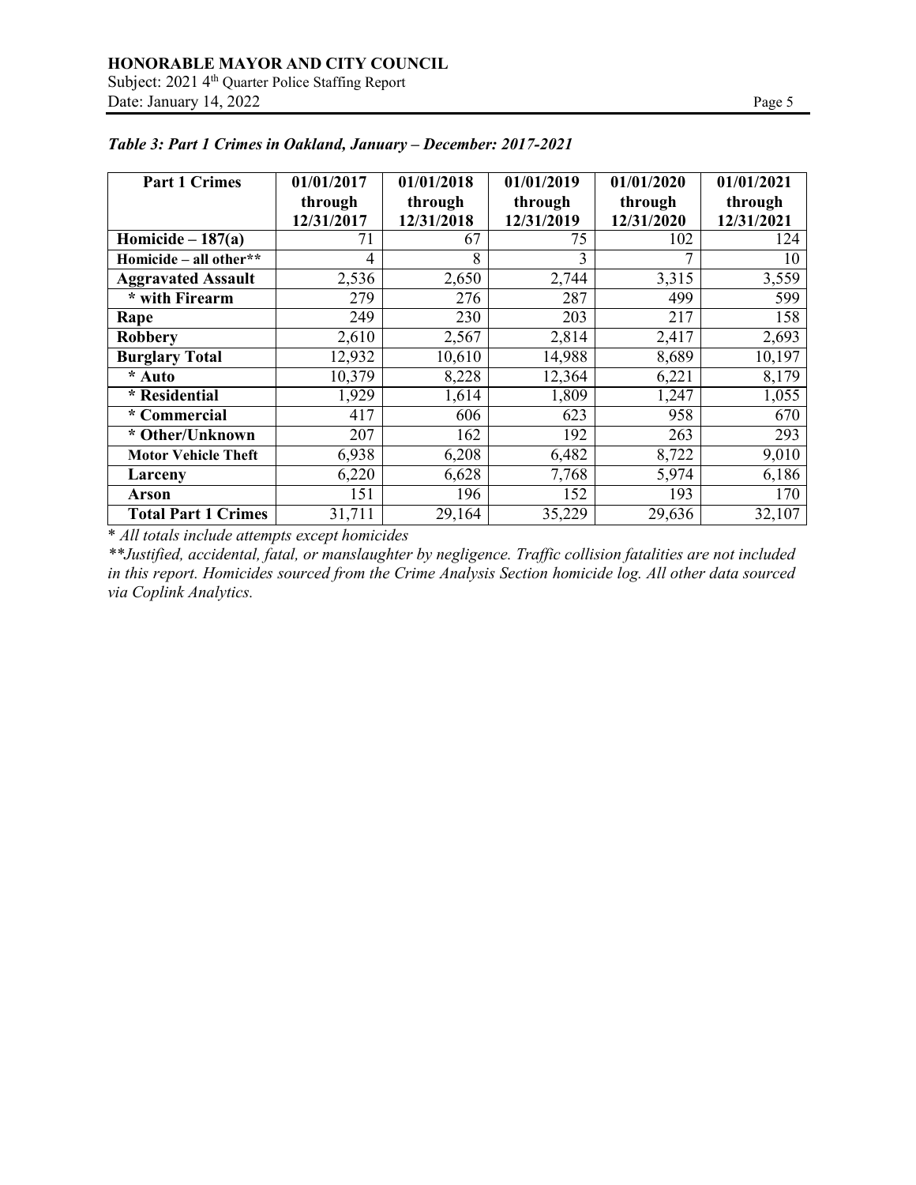*Table 3: Part 1 Crimes in Oakland, January – December: 2017-2021*

| Part 1 Crimes | 01/01/2017 through 12/31/2017 | 01/01/2018 through 12/31/2018 | 01/01/2019 through 12/31/2019 | 01/01/2020 through 12/31/2020 | 01/01/2021 through 12/31/2021 |
|---|---|---|---|---|---|
| **Homicide – 187(a)** | 71 | 67 | 75 | 102 | 124 |
| **Homicide – all other**** | 4 | 8 | 3 | 7 | 10 |
| **Aggravated Assault** | 2,536 | 2,650 | 2,744 | 3,315 | 3,559 |
| **\* with Firearm** | 279 | 276 | 287 | 499 | 599 |
| **Rape** | 249 | 230 | 203 | 217 | 158 |
| **Robbery** | 2,610 | 2,567 | 2,814 | 2,417 | 2,693 |
| **Burglary Total** | 12,932 | 10,610 | 14,988 | 8,689 | 10,197 |
| **\* Auto** | 10,379 | 8,228 | 12,364 | 6,221 | 8,179 |
| **\* Residential** | 1,929 | 1,614 | 1,809 | 1,247 | 1,055 |
| **\* Commercial** | 417 | 606 | 623 | 958 | 670 |
| **\* Other/Unknown** | 207 | 162 | 192 | 263 | 293 |
| **Motor Vehicle Theft** | 6,938 | 6,208 | 6,482 | 8,722 | 9,010 |
| **Larceny** | 6,220 | 6,628 | 7,768 | 5,974 | 6,186 |
| **Arson** | 151 | 196 | 152 | 193 | 170 |
| **Total Part 1 Crimes** | 31,711 | 29,164 | 35,229 | 29,636 | 32,107 |

\* *All totals include attempts except homicides*

*\*\*Justified, accidental, fatal, or manslaughter by negligence. Traffic collision fatalities are not included in this report. Homicides sourced from the Crime Analysis Section homicide log. All other data sourced via Coplink Analytics.*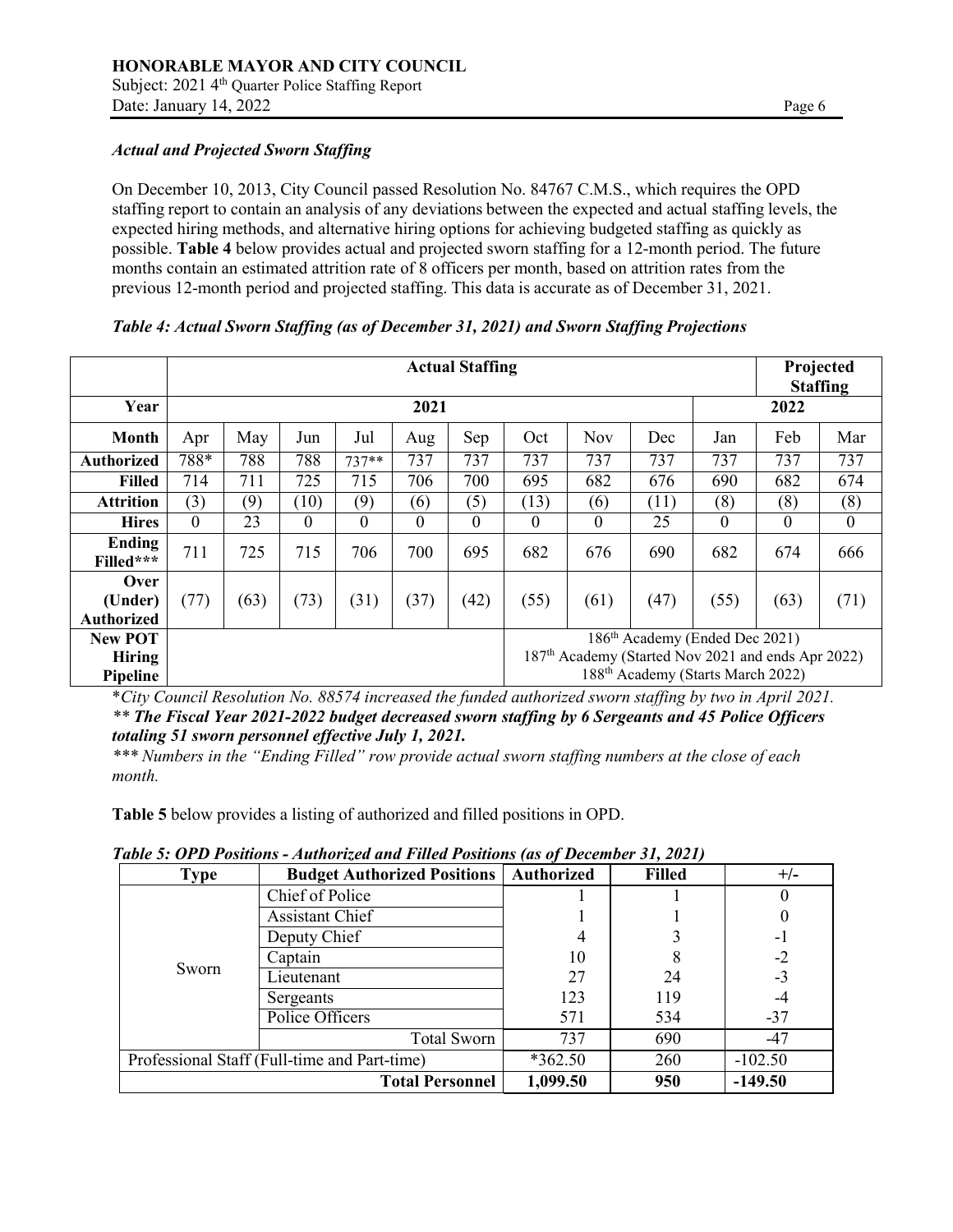### *Actual and Projected Sworn Staffing*

On December 10, 2013, City Council passed Resolution No. 84767 C.M.S., which requires the OPD staffing report to contain an analysis of any deviations between the expected and actual staffing levels, the expected hiring methods, and alternative hiring options for achieving budgeted staffing as quickly as possible. **Table 4** below provides actual and projected sworn staffing for a 12-month period. The future months contain an estimated attrition rate of 8 officers per month, based on attrition rates from the previous 12-month period and projected staffing. This data is accurate as of December 31, 2021.

***Table 4: Actual Sworn Staffing (as of December 31, 2021) and Sworn Staffing Projections***

| | Actual Staffing | | | | | | | | | Projected Staffing | | |
|---|---|---|---|---|---|---|---|---|---|---|---|---|
| **Year** | 2021 | | | | | | | | | 2022 | | |
| **Month** | Apr | May | Jun | Jul | Aug | Sep | Oct | Nov | Dec | Jan | Feb | Mar |
| **Authorized** | 788* | 788 | 788 | 737** | 737 | 737 | 737 | 737 | 737 | 737 | 737 | 737 |
| **Filled** | 714 | 711 | 725 | 715 | 706 | 700 | 695 | 682 | 676 | 690 | 682 | 674 |
| **Attrition** | (3) | (9) | (10) | (9) | (6) | (5) | (13) | (6) | (11) | (8) | (8) | (8) |
| **Hires** | 0 | 23 | 0 | 0 | 0 | 0 | 0 | 0 | 25 | 0 | 0 | 0 |
| **Ending Filled*** ** | 711 | 725 | 715 | 706 | 700 | 695 | 682 | 676 | 690 | 682 | 674 | 666 |
| **Over (Under) Authorized** | (77) | (63) | (73) | (31) | (37) | (42) | (55) | (61) | (47) | (55) | (63) | (71) |
| **New POT Hiring Pipeline** | | | | | | | 186th Academy (Ended Dec 2021)<br>187th Academy (Started Nov 2021 and ends Apr 2022)<br>188th Academy (Starts March 2022) | | | | | |

\**City Council Resolution No. 88574 increased the funded authorized sworn staffing by two in April 2021.*
*** **The Fiscal Year 2021-2022 budget decreased sworn staffing by 6 Sergeants and 45 Police Officers totaling 51 sworn personnel effective July 1, 2021.***
**** Numbers in the "Ending Filled" row provide actual sworn staffing numbers at the close of each month.*

**Table 5** below provides a listing of authorized and filled positions in OPD.

***Table 5: OPD Positions - Authorized and Filled Positions (as of December 31, 2021)***

| Type | Budget Authorized Positions | Authorized | Filled | +/- |
|---|---|---|---|---|
| Sworn | Chief of Police | 1 | 1 | 0 |
| | Assistant Chief | 1 | 1 | 0 |
| | Deputy Chief | 4 | 3 | -1 |
| | Captain | 10 | 8 | -2 |
| | Lieutenant | 27 | 24 | -3 |
| | Sergeants | 123 | 119 | -4 |
| | Police Officers | 571 | 534 | -37 |
| | Total Sworn | 737 | 690 | -47 |
| Professional Staff (Full-time and Part-time) | | *362.50 | 260 | -102.50 |
| | **Total Personnel** | **1,099.50** | **950** | **-149.50** |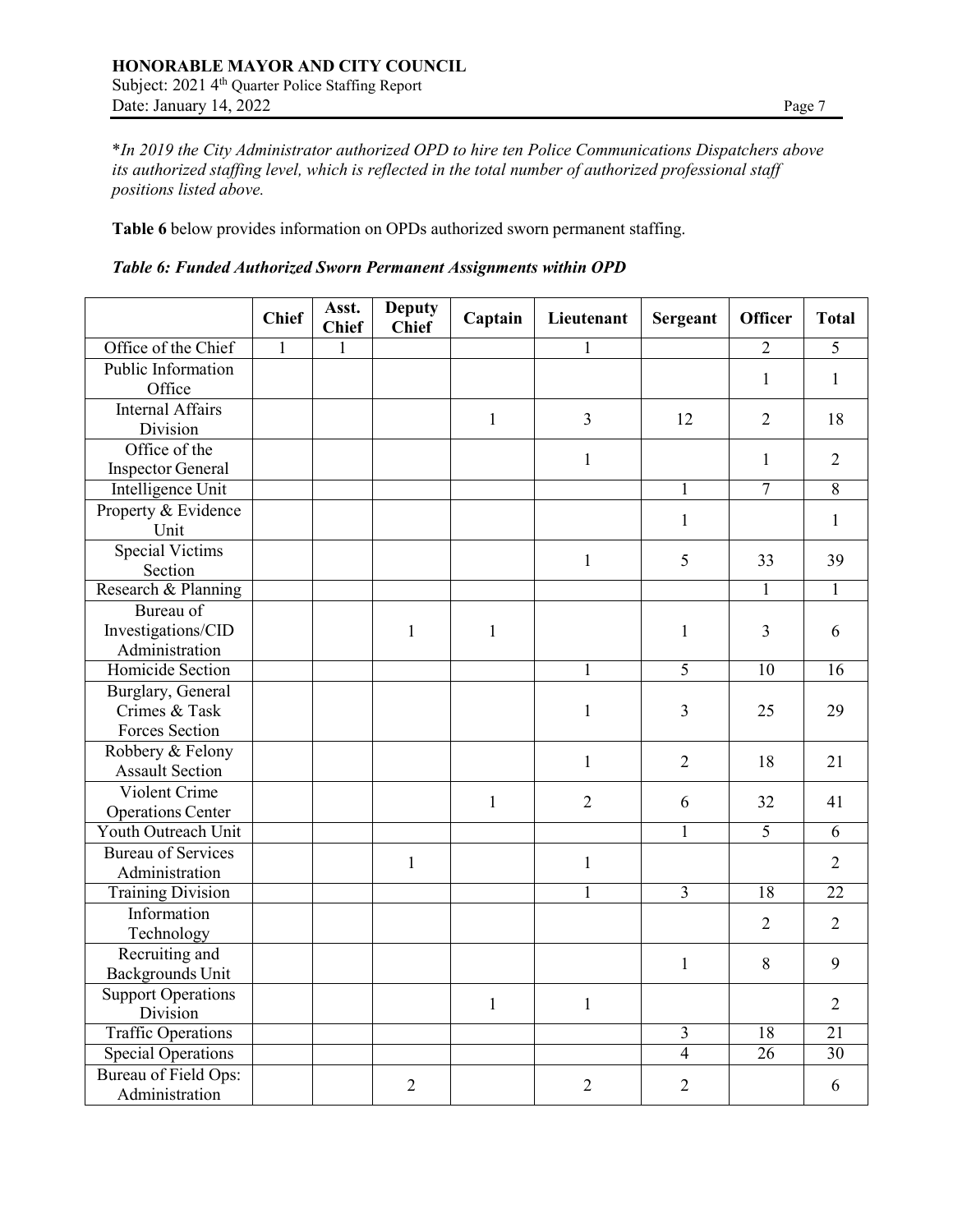*\*In 2019 the City Administrator authorized OPD to hire ten Police Communications Dispatchers above its authorized staffing level, which is reflected in the total number of authorized professional staff positions listed above.*

**Table 6** below provides information on OPDs authorized sworn permanent staffing.

***Table 6: Funded Authorized Sworn Permanent Assignments within OPD***

| | Chief | Asst. Chief | Deputy Chief | Captain | Lieutenant | Sergeant | Officer | Total |
|---|---|---|---|---|---|---|---|---|
| Office of the Chief | 1 | 1 | | | 1 | | 2 | 5 |
| Public Information Office | | | | | | | 1 | 1 |
| Internal Affairs Division | | | | 1 | 3 | 12 | 2 | 18 |
| Office of the Inspector General | | | | | 1 | | 1 | 2 |
| Intelligence Unit | | | | | | 1 | 7 | 8 |
| Property & Evidence Unit | | | | | | 1 | | 1 |
| Special Victims Section | | | | | 1 | 5 | 33 | 39 |
| Research & Planning | | | | | | | 1 | 1 |
| Bureau of Investigations/CID Administration | | | 1 | 1 | | 1 | 3 | 6 |
| Homicide Section | | | | | 1 | 5 | 10 | 16 |
| Burglary, General Crimes & Task Forces Section | | | | | 1 | 3 | 25 | 29 |
| Robbery & Felony Assault Section | | | | | 1 | 2 | 18 | 21 |
| Violent Crime Operations Center | | | | 1 | 2 | 6 | 32 | 41 |
| Youth Outreach Unit | | | | | | 1 | 5 | 6 |
| Bureau of Services Administration | | | 1 | | 1 | | | 2 |
| Training Division | | | | | 1 | 3 | 18 | 22 |
| Information Technology | | | | | | | 2 | 2 |
| Recruiting and Backgrounds Unit | | | | | | 1 | 8 | 9 |
| Support Operations Division | | | | 1 | 1 | | | 2 |
| Traffic Operations | | | | | | 3 | 18 | 21 |
| Special Operations | | | | | | 4 | 26 | 30 |
| Bureau of Field Ops: Administration | | | 2 | | 2 | 2 | | 6 |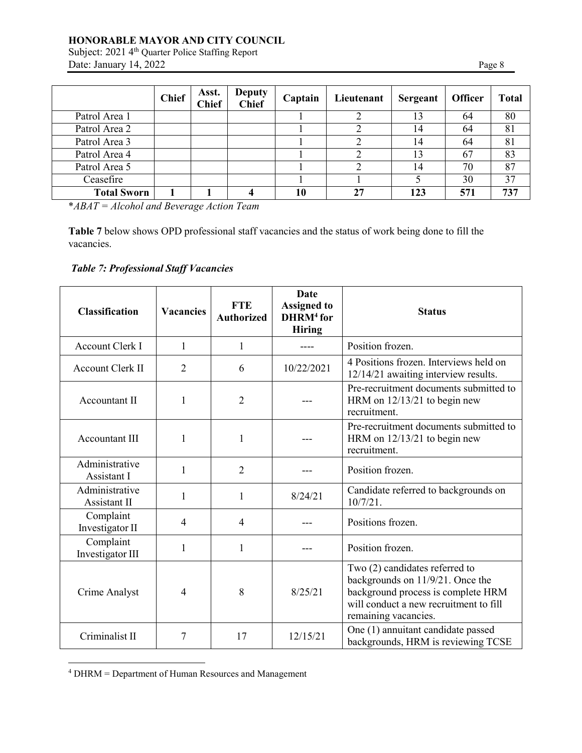| | Chief | Asst. Chief | Deputy Chief | Captain | Lieutenant | Sergeant | Officer | Total |
|---|---|---|---|---|---|---|---|---|
| Patrol Area 1 | | | | 1 | 2 | 13 | 64 | 80 |
| Patrol Area 2 | | | | 1 | 2 | 14 | 64 | 81 |
| Patrol Area 3 | | | | 1 | 2 | 14 | 64 | 81 |
| Patrol Area 4 | | | | 1 | 2 | 13 | 67 | 83 |
| Patrol Area 5 | | | | 1 | 2 | 14 | 70 | 87 |
| Ceasefire | | | | 1 | 1 | 5 | 30 | 37 |
| **Total Sworn** | **1** | **1** | **4** | **10** | **27** | **123** | **571** | **737** |

**ABAT = Alcohol and Beverage Action Team*

**Table 7** below shows OPD professional staff vacancies and the status of work being done to fill the vacancies.

***Table 7: Professional Staff Vacancies***

| Classification | Vacancies | FTE Authorized | Date Assigned to DHRM[4] for Hiring | Status |
|---|---|---|---|---|
| Account Clerk I | 1 | 1 | ---- | Position frozen. |
| Account Clerk II | 2 | 6 | 10/22/2021 | 4 Positions frozen. Interviews held on 12/14/21 awaiting interview results. |
| Accountant II | 1 | 2 | --- | Pre-recruitment documents submitted to HRM on 12/13/21 to begin new recruitment. |
| Accountant III | 1 | 1 | --- | Pre-recruitment documents submitted to HRM on 12/13/21 to begin new recruitment. |
| Administrative Assistant I | 1 | 2 | --- | Position frozen. |
| Administrative Assistant II | 1 | 1 | 8/24/21 | Candidate referred to backgrounds on 10/7/21. |
| Complaint Investigator II | 4 | 4 | --- | Positions frozen. |
| Complaint Investigator III | 1 | 1 | --- | Position frozen. |
| Crime Analyst | 4 | 8 | 8/25/21 | Two (2) candidates referred to backgrounds on 11/9/21. Once the background process is complete HRM will conduct a new recruitment to fill remaining vacancies. |
| Criminalist II | 7 | 17 | 12/15/21 | One (1) annuitant candidate passed backgrounds, HRM is reviewing TCSE |

[4] DHRM = Department of Human Resources and Management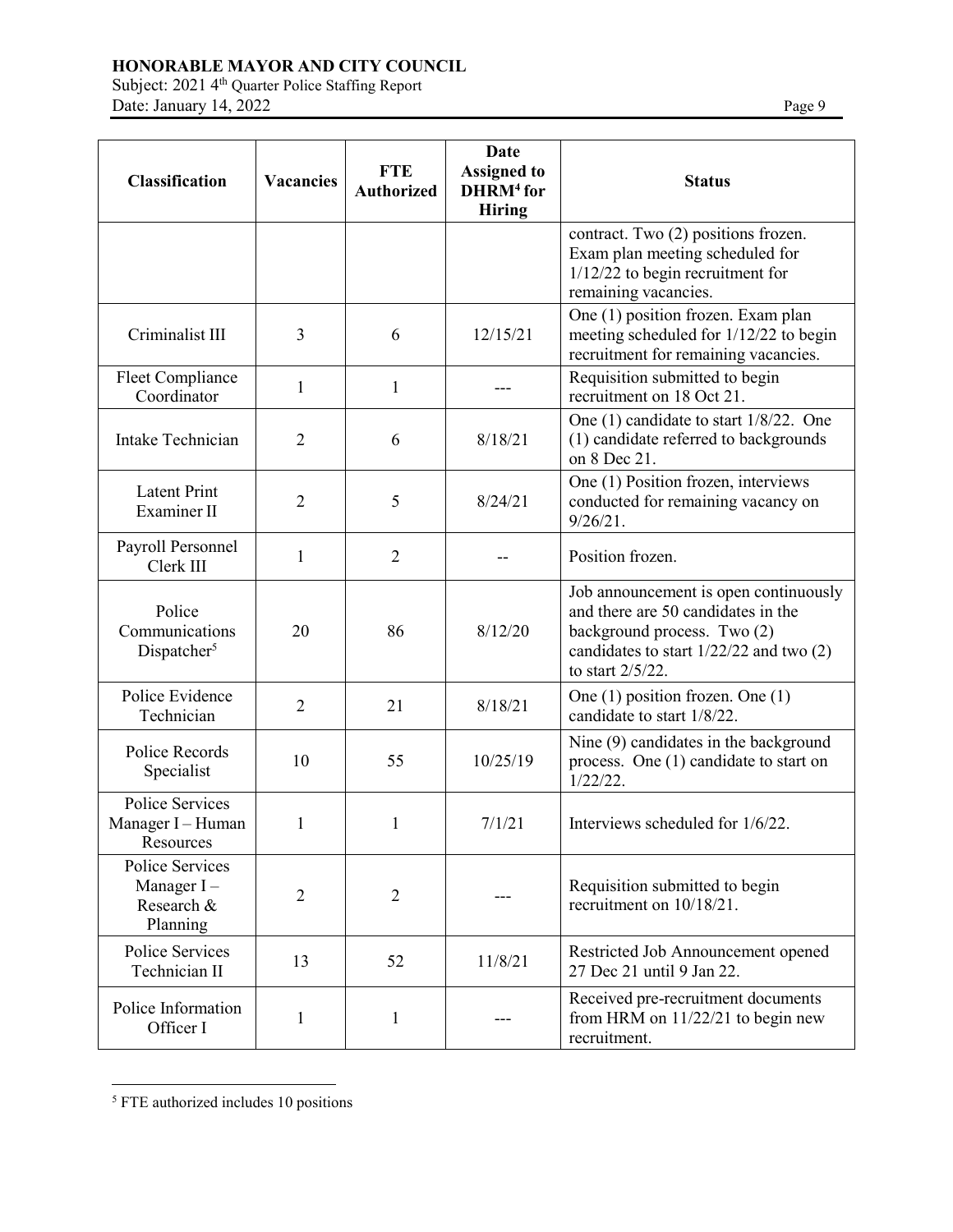| Classification | Vacancies | FTE Authorized | Date Assigned to DHRM[4] for Hiring | Status |
|---|---|---|---|---|
| | | | | contract. Two (2) positions frozen. Exam plan meeting scheduled for 1/12/22 to begin recruitment for remaining vacancies. |
| Criminalist III | 3 | 6 | 12/15/21 | One (1) position frozen. Exam plan meeting scheduled for 1/12/22 to begin recruitment for remaining vacancies. |
| Fleet Compliance Coordinator | 1 | 1 | --- | Requisition submitted to begin recruitment on 18 Oct 21. |
| Intake Technician | 2 | 6 | 8/18/21 | One (1) candidate to start 1/8/22. One (1) candidate referred to backgrounds on 8 Dec 21. |
| Latent Print Examiner II | 2 | 5 | 8/24/21 | One (1) Position frozen, interviews conducted for remaining vacancy on 9/26/21. |
| Payroll Personnel Clerk III | 1 | 2 | -- | Position frozen. |
| Police Communications Dispatcher[5] | 20 | 86 | 8/12/20 | Job announcement is open continuously and there are 50 candidates in the background process. Two (2) candidates to start 1/22/22 and two (2) to start 2/5/22. |
| Police Evidence Technician | 2 | 21 | 8/18/21 | One (1) position frozen. One (1) candidate to start 1/8/22. |
| Police Records Specialist | 10 | 55 | 10/25/19 | Nine (9) candidates in the background process. One (1) candidate to start on 1/22/22. |
| Police Services Manager I – Human Resources | 1 | 1 | 7/1/21 | Interviews scheduled for 1/6/22. |
| Police Services Manager I – Research & Planning | 2 | 2 | --- | Requisition submitted to begin recruitment on 10/18/21. |
| Police Services Technician II | 13 | 52 | 11/8/21 | Restricted Job Announcement opened 27 Dec 21 until 9 Jan 22. |
| Police Information Officer I | 1 | 1 | --- | Received pre-recruitment documents from HRM on 11/22/21 to begin new recruitment. |

[5] FTE authorized includes 10 positions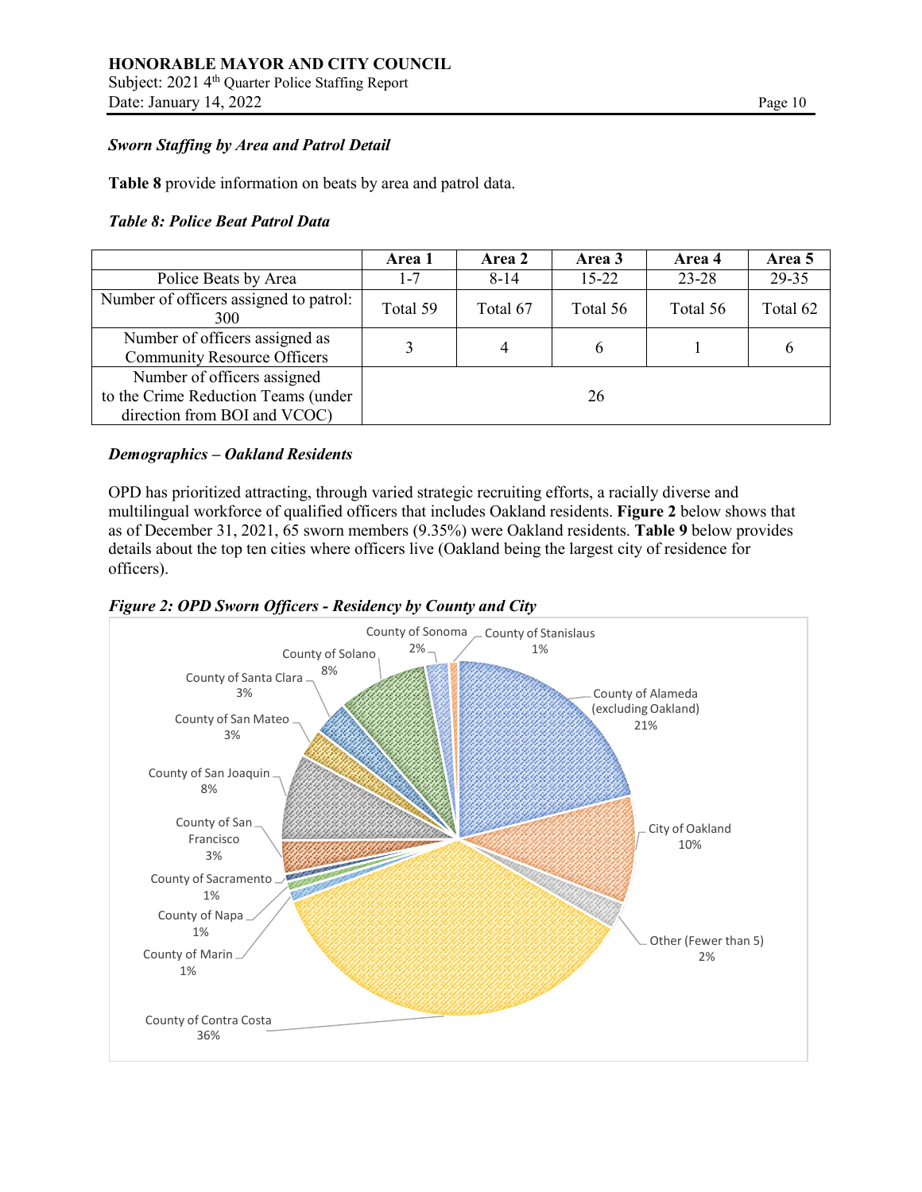***Sworn Staffing by Area and Patrol Detail***

**Table 8** provide information on beats by area and patrol data.

***Table 8: Police Beat Patrol Data***

| | **Area 1** | **Area 2** | **Area 3** | **Area 4** | **Area 5** |
|---|---|---|---|---|---|
| Police Beats by Area | 1-7 | 8-14 | 15-22 | 23-28 | 29-35 |
| Number of officers assigned to patrol: 300 | Total 59 | Total 67 | Total 56 | Total 56 | Total 62 |
| Number of officers assigned as Community Resource Officers | 3 | 4 | 6 | 1 | 6 |
| Number of officers assigned to the Crime Reduction Teams (under direction from BOI and VCOC) | 26 | | | | |

***Demographics – Oakland Residents***

OPD has prioritized attracting, through varied strategic recruiting efforts, a racially diverse and multilingual workforce of qualified officers that includes Oakland residents. **Figure 2** below shows that as of December 31, 2021, 65 sworn members (9.35%) were Oakland residents. **Table 9** below provides details about the top ten cities where officers live (Oakland being the largest city of residence for officers).

***Figure 2: OPD Sworn Officers - Residency by County and City***

| Residency | Percent |
|---|---|
| County of Alameda (excluding Oakland) | 21% |
| City of Oakland | 10% |
| Other (Fewer than 5) | 2% |
| County of Contra Costa | 36% |
| County of Marin | 1% |
| County of Napa | 1% |
| County of Sacramento | 1% |
| County of San Francisco | 3% |
| County of San Joaquin | 8% |
| County of San Mateo | 3% |
| County of Santa Clara | 3% |
| County of Solano | 8% |
| County of Sonoma | 2% |
| County of Stanislaus | 1% |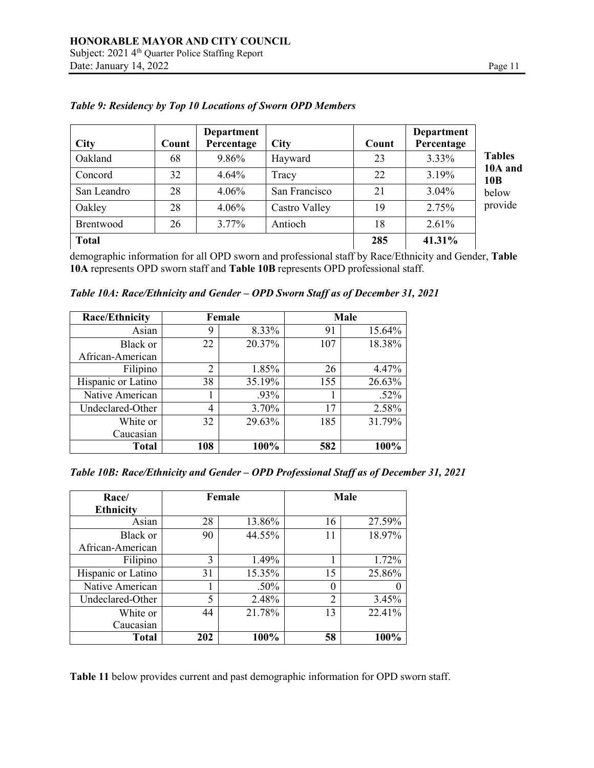*Table 9: Residency by Top 10 Locations of Sworn OPD Members*

| City | Count | Department Percentage | City | Count | Department Percentage |
|---|---|---|---|---|---|
| Oakland | 68 | 9.86% | Hayward | 23 | 3.33% |
| Concord | 32 | 4.64% | Tracy | 22 | 3.19% |
| San Leandro | 28 | 4.06% | San Francisco | 21 | 3.04% |
| Oakley | 28 | 4.06% | Castro Valley | 19 | 2.75% |
| Brentwood | 26 | 3.77% | Antioch | 18 | 2.61% |
| **Total** | | | | **285** | **41.31%** |

**Tables 10A and 10B** below provide demographic information for all OPD sworn and professional staff by Race/Ethnicity and Gender, **Table 10A** represents OPD sworn staff and **Table 10B** represents OPD professional staff.

*Table 10A: Race/Ethnicity and Gender – OPD Sworn Staff as of December 31, 2021*

| Race/Ethnicity | Female | | Male | |
|---|---|---|---|---|
| Asian | 9 | 8.33% | 91 | 15.64% |
| Black or African-American | 22 | 20.37% | 107 | 18.38% |
| Filipino | 2 | 1.85% | 26 | 4.47% |
| Hispanic or Latino | 38 | 35.19% | 155 | 26.63% |
| Native American | 1 | .93% | 1 | .52% |
| Undeclared-Other | 4 | 3.70% | 17 | 2.58% |
| White or Caucasian | 32 | 29.63% | 185 | 31.79% |
| **Total** | **108** | **100%** | **582** | **100%** |

*Table 10B: Race/Ethnicity and Gender – OPD Professional Staff as of December 31, 2021*

| Race/ Ethnicity | Female | | Male | |
|---|---|---|---|---|
| Asian | 28 | 13.86% | 16 | 27.59% |
| Black or African-American | 90 | 44.55% | 11 | 18.97% |
| Filipino | 3 | 1.49% | 1 | 1.72% |
| Hispanic or Latino | 31 | 15.35% | 15 | 25.86% |
| Native American | 1 | .50% | 0 | 0 |
| Undeclared-Other | 5 | 2.48% | 2 | 3.45% |
| White or Caucasian | 44 | 21.78% | 13 | 22.41% |
| **Total** | **202** | **100%** | **58** | **100%** |

**Table 11** below provides current and past demographic information for OPD sworn staff.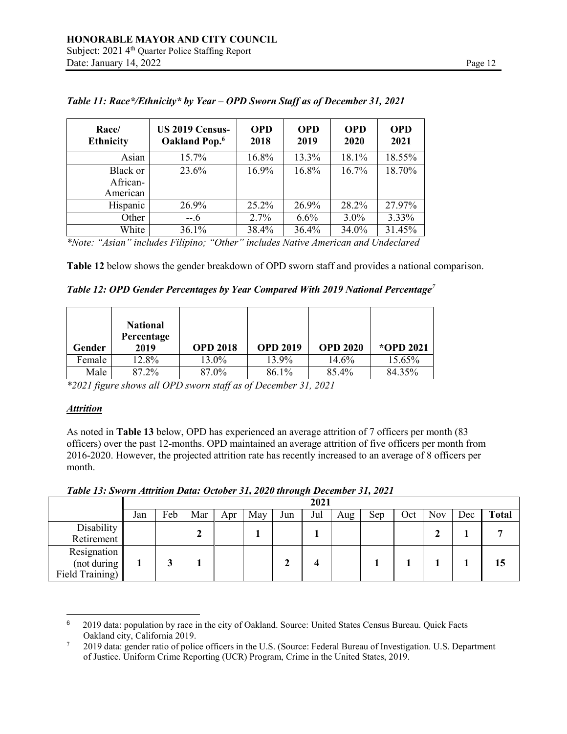*Table 11: Race*/Ethnicity* by Year – OPD Sworn Staff as of December 31, 2021*

| Race/ Ethnicity | US 2019 Census-Oakland Pop.[6] | OPD 2018 | OPD 2019 | OPD 2020 | OPD 2021 |
|---|---|---|---|---|---|
| Asian | 15.7% | 16.8% | 13.3% | 18.1% | 18.55% |
| Black or African-American | 23.6% | 16.9% | 16.8% | 16.7% | 18.70% |
| Hispanic | 26.9% | 25.2% | 26.9% | 28.2% | 27.97% |
| Other | --.6 | 2.7% | 6.6% | 3.0% | 3.33% |
| White | 36.1% | 38.4% | 36.4% | 34.0% | 31.45% |

*\*Note: "Asian" includes Filipino; "Other" includes Native American and Undeclared*

**Table 12** below shows the gender breakdown of OPD sworn staff and provides a national comparison.

*Table 12: OPD Gender Percentages by Year Compared With 2019 National Percentage[7]*

| Gender | National Percentage 2019 | OPD 2018 | OPD 2019 | OPD 2020 | *OPD 2021 |
|---|---|---|---|---|---|
| Female | 12.8% | 13.0% | 13.9% | 14.6% | 15.65% |
| Male | 87.2% | 87.0% | 86.1% | 85.4% | 84.35% |

*\*2021 figure shows all OPD sworn staff as of December 31, 2021*

***Attrition***

As noted in **Table 13** below, OPD has experienced an average attrition of 7 officers per month (83 officers) over the past 12-months. OPD maintained an average attrition of five officers per month from 2016-2020. However, the projected attrition rate has recently increased to an average of 8 officers per month.

*Table 13: Sworn Attrition Data: October 31, 2020 through December 31, 2021*

| | 2021 | | | | | | | | | | | | |
|---|---|---|---|---|---|---|---|---|---|---|---|---|---|
| | Jan | Feb | Mar | Apr | May | Jun | Jul | Aug | Sep | Oct | Nov | Dec | **Total** |
| Disability Retirement | | | **2** | | **1** | | **1** | | | | **2** | **1** | **7** |
| Resignation (not during Field Training) | **1** | **3** | **1** | | | **2** | **4** | | **1** | **1** | **1** | **1** | **15** |

[6] 2019 data: population by race in the city of Oakland. Source: United States Census Bureau. Quick Facts Oakland city, California 2019.

[7] 2019 data: gender ratio of police officers in the U.S. (Source: Federal Bureau of Investigation. U.S. Department of Justice. Uniform Crime Reporting (UCR) Program, Crime in the United States, 2019.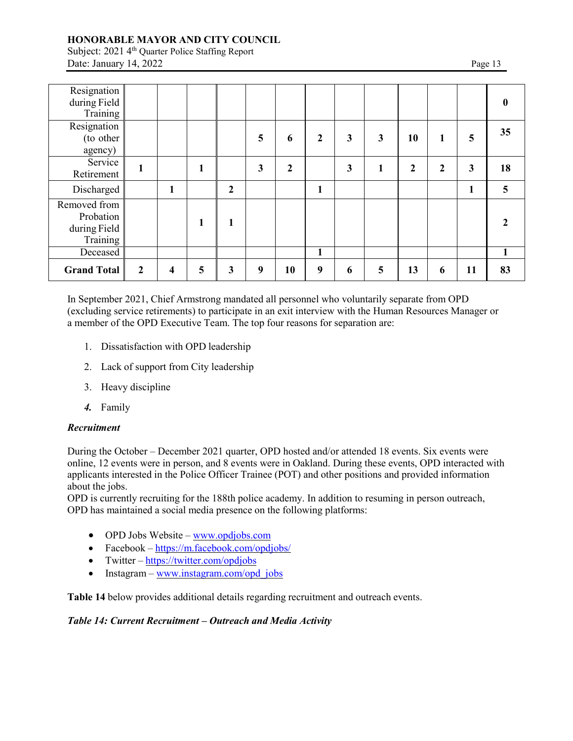| | | | | | | | | | | | | |
|---|---|---|---|---|---|---|---|---|---|---|---|---|
| Resignation during Field Training | | | | | | | | | | | | **0** |
| Resignation (to other agency) | | | | | **5** | **6** | **2** | **3** | **3** | **10** | **1** | **5** | **35** |
| Service Retirement | **1** | | **1** | | **3** | **2** | | **3** | **1** | **2** | **2** | **3** | **18** |
| Discharged | | **1** | | **2** | | | **1** | | | | | **1** | **5** |
| Removed from Probation during Field Training | | | **1** | **1** | | | | | | | | | **2** |
| Deceased | | | | | | | **1** | | | | | | **1** |
| **Grand Total** | **2** | **4** | **5** | **3** | **9** | **10** | **9** | **6** | **5** | **13** | **6** | **11** | **83** |

In September 2021, Chief Armstrong mandated all personnel who voluntarily separate from OPD (excluding service retirements) to participate in an exit interview with the Human Resources Manager or a member of the OPD Executive Team. The top four reasons for separation are:

1. Dissatisfaction with OPD leadership
2. Lack of support from City leadership
3. Heavy discipline
4. Family

***Recruitment***

During the October – December 2021 quarter, OPD hosted and/or attended 18 events. Six events were online, 12 events were in person, and 8 events were in Oakland. During these events, OPD interacted with applicants interested in the Police Officer Trainee (POT) and other positions and provided information about the jobs.

OPD is currently recruiting for the 188th police academy. In addition to resuming in person outreach, OPD has maintained a social media presence on the following platforms:

- OPD Jobs Website – www.opdjobs.com
- Facebook – https://m.facebook.com/opdjobs/
- Twitter – https://twitter.com/opdjobs
- Instagram – www.instagram.com/opd_jobs

**Table 14** below provides additional details regarding recruitment and outreach events.

***Table 14: Current Recruitment – Outreach and Media Activity***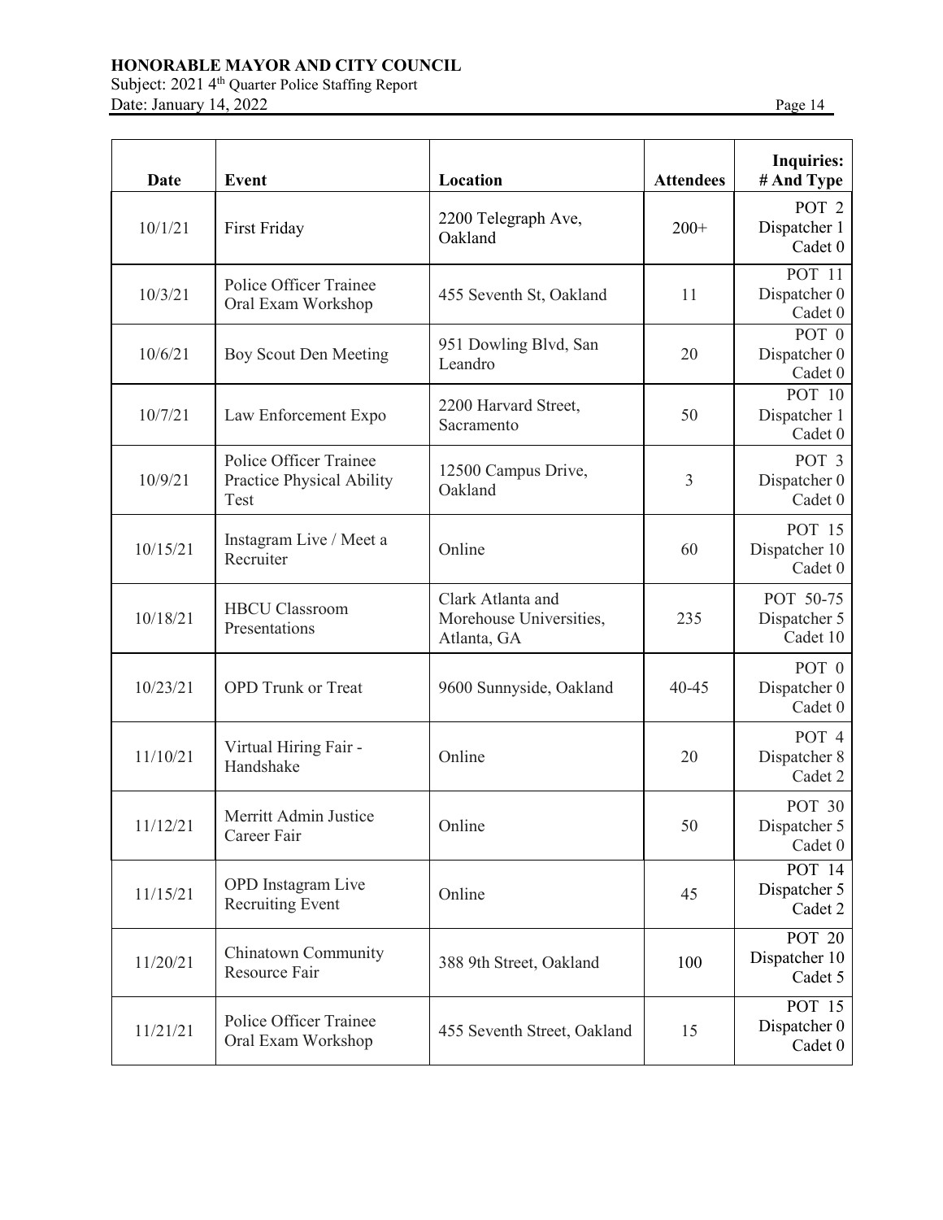| Date | Event | Location | Attendees | Inquiries: # And Type |
|---|---|---|---|---|
| 10/1/21 | First Friday | 2200 Telegraph Ave, Oakland | 200+ | POT 2<br>Dispatcher 1<br>Cadet 0 |
| 10/3/21 | Police Officer Trainee Oral Exam Workshop | 455 Seventh St, Oakland | 11 | POT 11<br>Dispatcher 0<br>Cadet 0 |
| 10/6/21 | Boy Scout Den Meeting | 951 Dowling Blvd, San Leandro | 20 | POT 0<br>Dispatcher 0<br>Cadet 0 |
| 10/7/21 | Law Enforcement Expo | 2200 Harvard Street, Sacramento | 50 | POT 10<br>Dispatcher 1<br>Cadet 0 |
| 10/9/21 | Police Officer Trainee Practice Physical Ability Test | 12500 Campus Drive, Oakland | 3 | POT 3<br>Dispatcher 0<br>Cadet 0 |
| 10/15/21 | Instagram Live / Meet a Recruiter | Online | 60 | POT 15<br>Dispatcher 10<br>Cadet 0 |
| 10/18/21 | HBCU Classroom Presentations | Clark Atlanta and Morehouse Universities, Atlanta, GA | 235 | POT 50-75<br>Dispatcher 5<br>Cadet 10 |
| 10/23/21 | OPD Trunk or Treat | 9600 Sunnyside, Oakland | 40-45 | POT 0<br>Dispatcher 0<br>Cadet 0 |
| 11/10/21 | Virtual Hiring Fair - Handshake | Online | 20 | POT 4<br>Dispatcher 8<br>Cadet 2 |
| 11/12/21 | Merritt Admin Justice Career Fair | Online | 50 | POT 30<br>Dispatcher 5<br>Cadet 0 |
| 11/15/21 | OPD Instagram Live Recruiting Event | Online | 45 | POT 14<br>Dispatcher 5<br>Cadet 2 |
| 11/20/21 | Chinatown Community Resource Fair | 388 9th Street, Oakland | 100 | POT 20<br>Dispatcher 10<br>Cadet 5 |
| 11/21/21 | Police Officer Trainee Oral Exam Workshop | 455 Seventh Street, Oakland | 15 | POT 15<br>Dispatcher 0<br>Cadet 0 |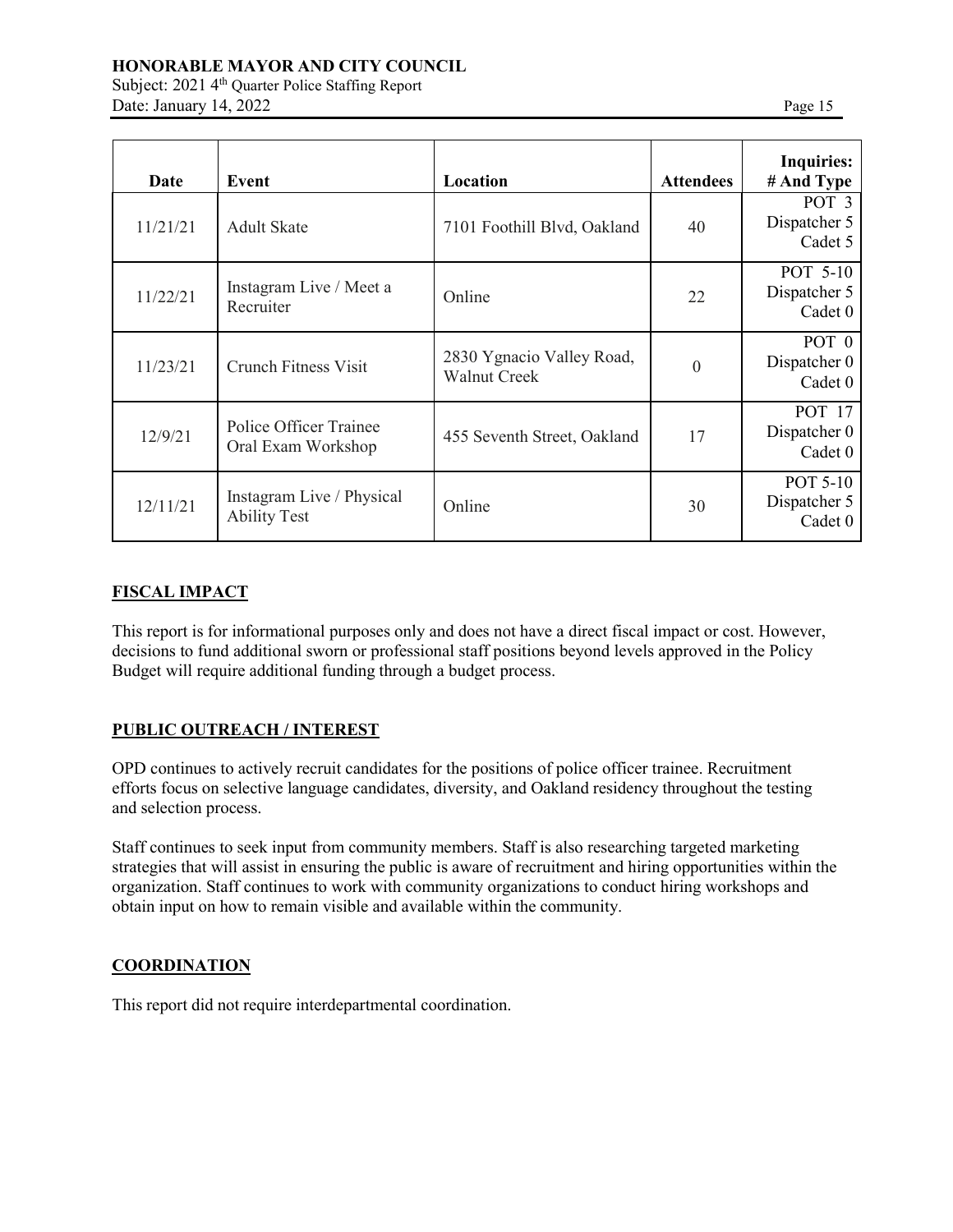| Date | Event | Location | Attendees | Inquiries: # And Type |
|---|---|---|---|---|
| 11/21/21 | Adult Skate | 7101 Foothill Blvd, Oakland | 40 | POT 3<br>Dispatcher 5<br>Cadet 5 |
| 11/22/21 | Instagram Live / Meet a Recruiter | Online | 22 | POT 5-10<br>Dispatcher 5<br>Cadet 0 |
| 11/23/21 | Crunch Fitness Visit | 2830 Ygnacio Valley Road, Walnut Creek | 0 | POT 0<br>Dispatcher 0<br>Cadet 0 |
| 12/9/21 | Police Officer Trainee Oral Exam Workshop | 455 Seventh Street, Oakland | 17 | POT 17<br>Dispatcher 0<br>Cadet 0 |
| 12/11/21 | Instagram Live / Physical Ability Test | Online | 30 | POT 5-10<br>Dispatcher 5<br>Cadet 0 |

## FISCAL IMPACT

This report is for informational purposes only and does not have a direct fiscal impact or cost. However, decisions to fund additional sworn or professional staff positions beyond levels approved in the Policy Budget will require additional funding through a budget process.

## PUBLIC OUTREACH / INTEREST

OPD continues to actively recruit candidates for the positions of police officer trainee. Recruitment efforts focus on selective language candidates, diversity, and Oakland residency throughout the testing and selection process.

Staff continues to seek input from community members. Staff is also researching targeted marketing strategies that will assist in ensuring the public is aware of recruitment and hiring opportunities within the organization. Staff continues to work with community organizations to conduct hiring workshops and obtain input on how to remain visible and available within the community.

## COORDINATION

This report did not require interdepartmental coordination.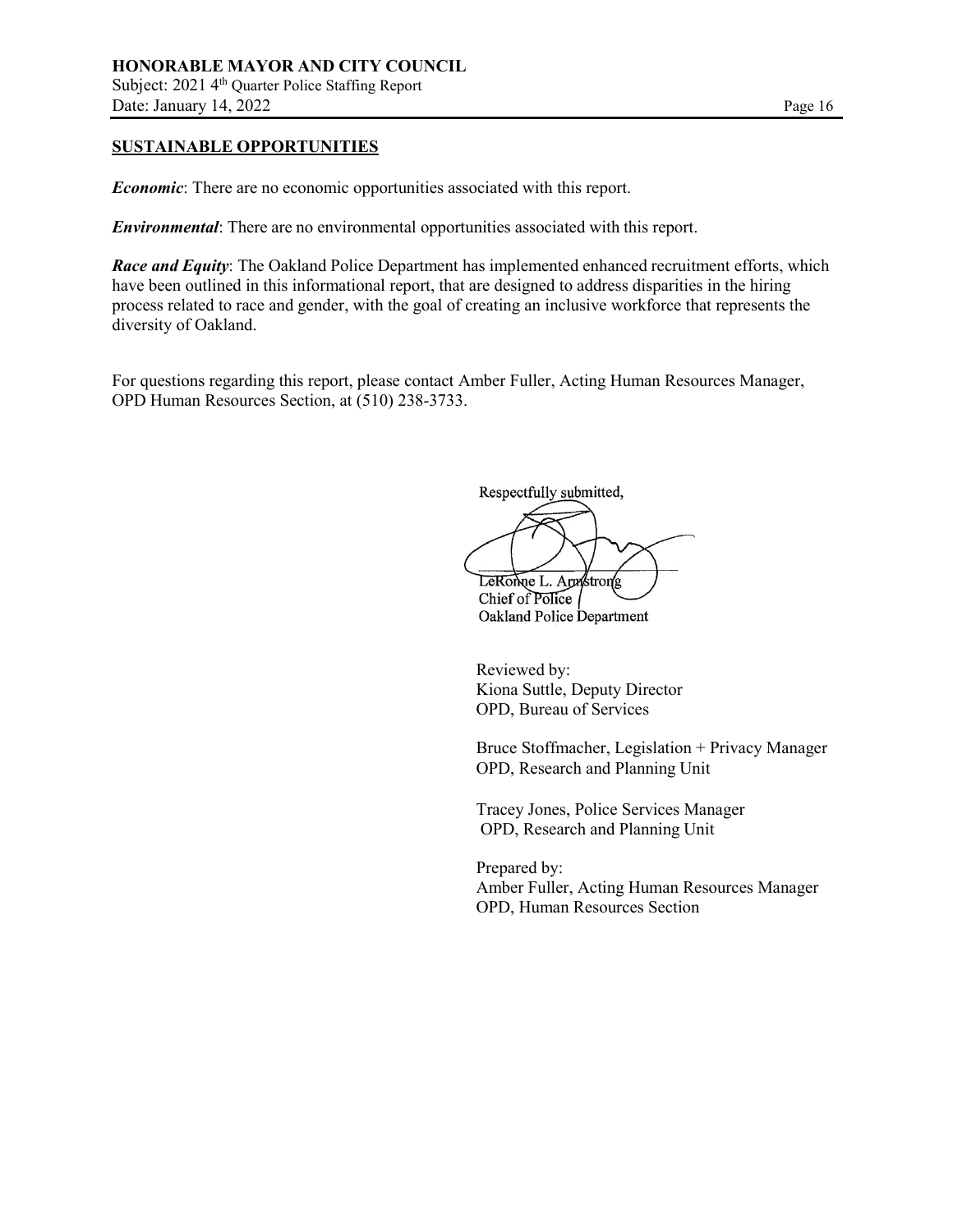## SUSTAINABLE OPPORTUNITIES

***Economic***: There are no economic opportunities associated with this report.

***Environmental***: There are no environmental opportunities associated with this report.

***Race and Equity***: The Oakland Police Department has implemented enhanced recruitment efforts, which have been outlined in this informational report, that are designed to address disparities in the hiring process related to race and gender, with the goal of creating an inclusive workforce that represents the diversity of Oakland.

For questions regarding this report, please contact Amber Fuller, Acting Human Resources Manager, OPD Human Resources Section, at (510) 238-3733.

Respectfully submitted,

LeRonne L. Armstrong
Chief of Police
Oakland Police Department

Reviewed by:
Kiona Suttle, Deputy Director
OPD, Bureau of Services

Bruce Stoffmacher, Legislation + Privacy Manager
OPD, Research and Planning Unit

Tracey Jones, Police Services Manager
OPD, Research and Planning Unit

Prepared by:
Amber Fuller, Acting Human Resources Manager
OPD, Human Resources Section